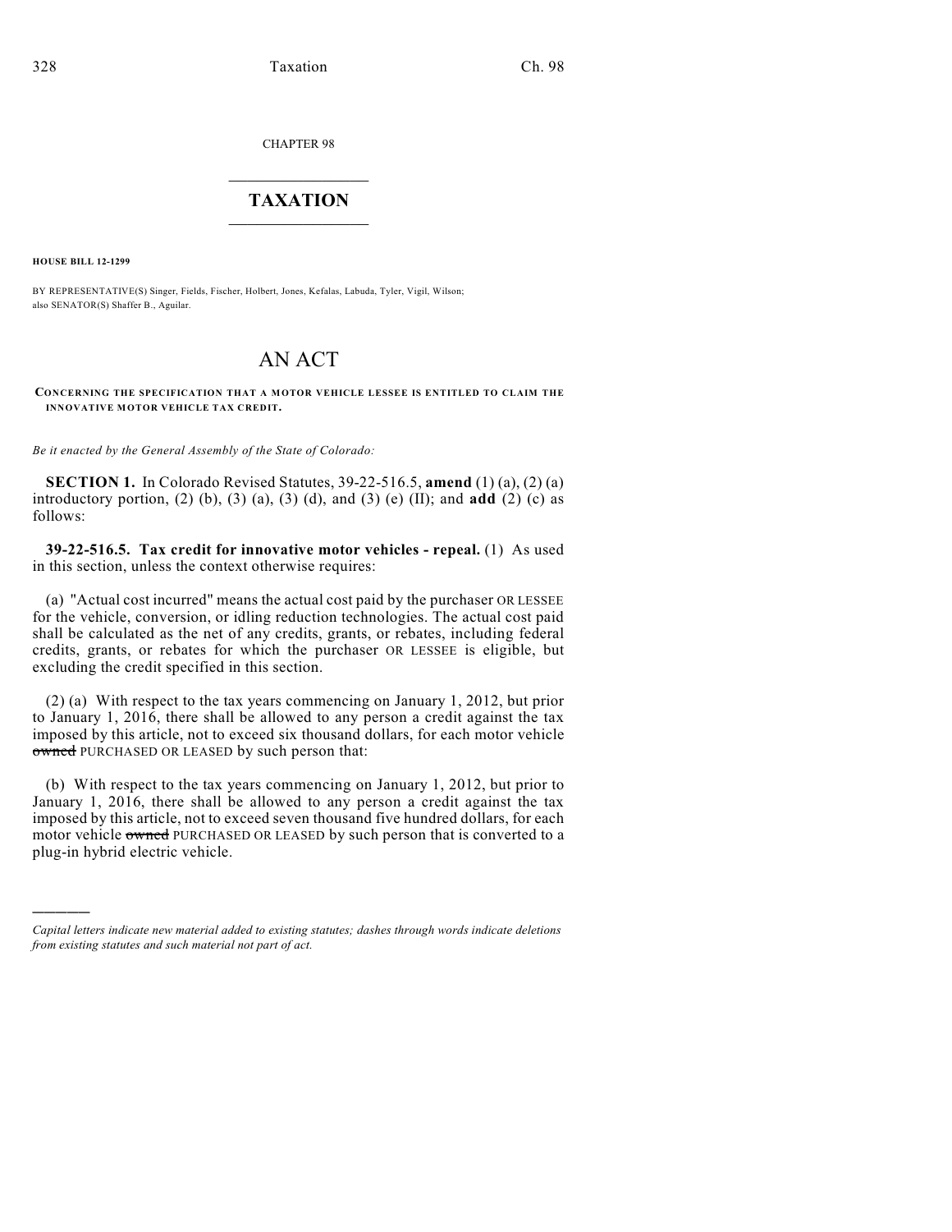CHAPTER 98

# TAXATION

**HOUSE BILL 12-1299**

BY REPRESENTATIVE(S) Singer, Fields, Fischer, Holbert, Jones, Kefalas, Labuda, Tyler, Vigil, Wilson; also SENATOR(S) Shaffer B., Aguilar.

# AN ACT

**CONCERNING THE SPECIFICATION THAT A MOTOR VEHICLE LESSEE IS ENTITLED TO CLAIM THE INNOVATIVE MOTOR VEHICLE TAX CREDIT.**

*Be it enacted by the General Assembly of the State of Colorado:*

**SECTION 1.** In Colorado Revised Statutes, 39-22-516.5, **amend** (1) (a), (2) (a) introductory portion, (2) (b), (3) (a), (3) (d), and (3) (e) (II); and **add** (2) (c) as follows:

**39-22-516.5. Tax credit for innovative motor vehicles - repeal.** (1) As used in this section, unless the context otherwise requires:

(a) "Actual cost incurred" means the actual cost paid by the purchaser OR LESSEE for the vehicle, conversion, or idling reduction technologies. The actual cost paid shall be calculated as the net of any credits, grants, or rebates, including federal credits, grants, or rebates for which the purchaser OR LESSEE is eligible, but excluding the credit specified in this section.

(2) (a) With respect to the tax years commencing on January 1, 2012, but prior to January 1, 2016, there shall be allowed to any person a credit against the tax imposed by this article, not to exceed six thousand dollars, for each motor vehicle ~~owned~~ PURCHASED OR LEASED by such person that:

(b) With respect to the tax years commencing on January 1, 2012, but prior to January 1, 2016, there shall be allowed to any person a credit against the tax imposed by this article, not to exceed seven thousand five hundred dollars, for each motor vehicle ~~owned~~ PURCHASED OR LEASED by such person that is converted to a plug-in hybrid electric vehicle.

---

*Capital letters indicate new material added to existing statutes; dashes through words indicate deletions from existing statutes and such material not part of act.*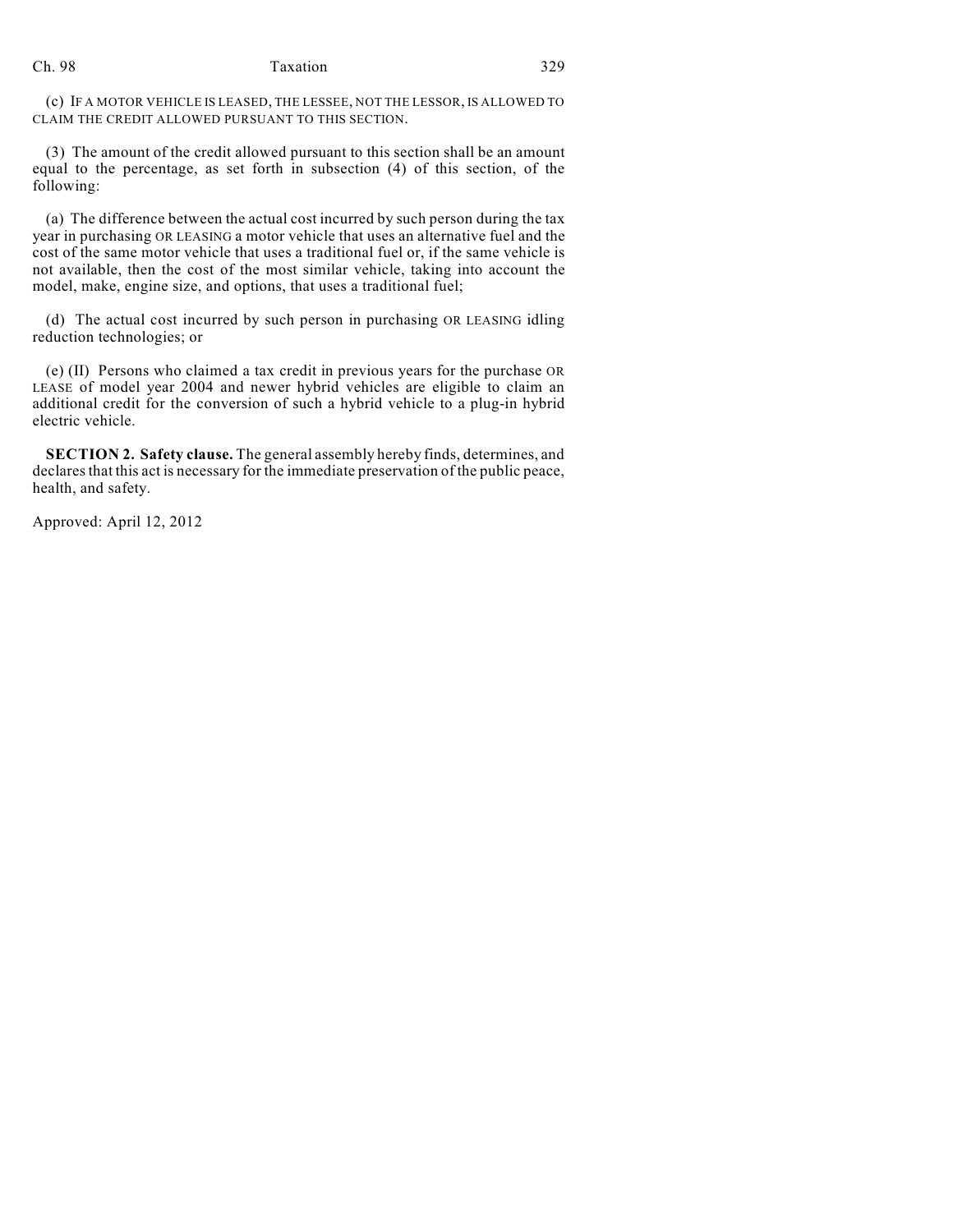(c) IF A MOTOR VEHICLE IS LEASED, THE LESSEE, NOT THE LESSOR, IS ALLOWED TO CLAIM THE CREDIT ALLOWED PURSUANT TO THIS SECTION.

(3) The amount of the credit allowed pursuant to this section shall be an amount equal to the percentage, as set forth in subsection (4) of this section, of the following:

(a) The difference between the actual cost incurred by such person during the tax year in purchasing OR LEASING a motor vehicle that uses an alternative fuel and the cost of the same motor vehicle that uses a traditional fuel or, if the same vehicle is not available, then the cost of the most similar vehicle, taking into account the model, make, engine size, and options, that uses a traditional fuel;

(d) The actual cost incurred by such person in purchasing OR LEASING idling reduction technologies; or

(e) (II) Persons who claimed a tax credit in previous years for the purchase OR LEASE of model year 2004 and newer hybrid vehicles are eligible to claim an additional credit for the conversion of such a hybrid vehicle to a plug-in hybrid electric vehicle.

**SECTION 2. Safety clause.** The general assembly hereby finds, determines, and declares that this act is necessary for the immediate preservation of the public peace, health, and safety.

Approved: April 12, 2012